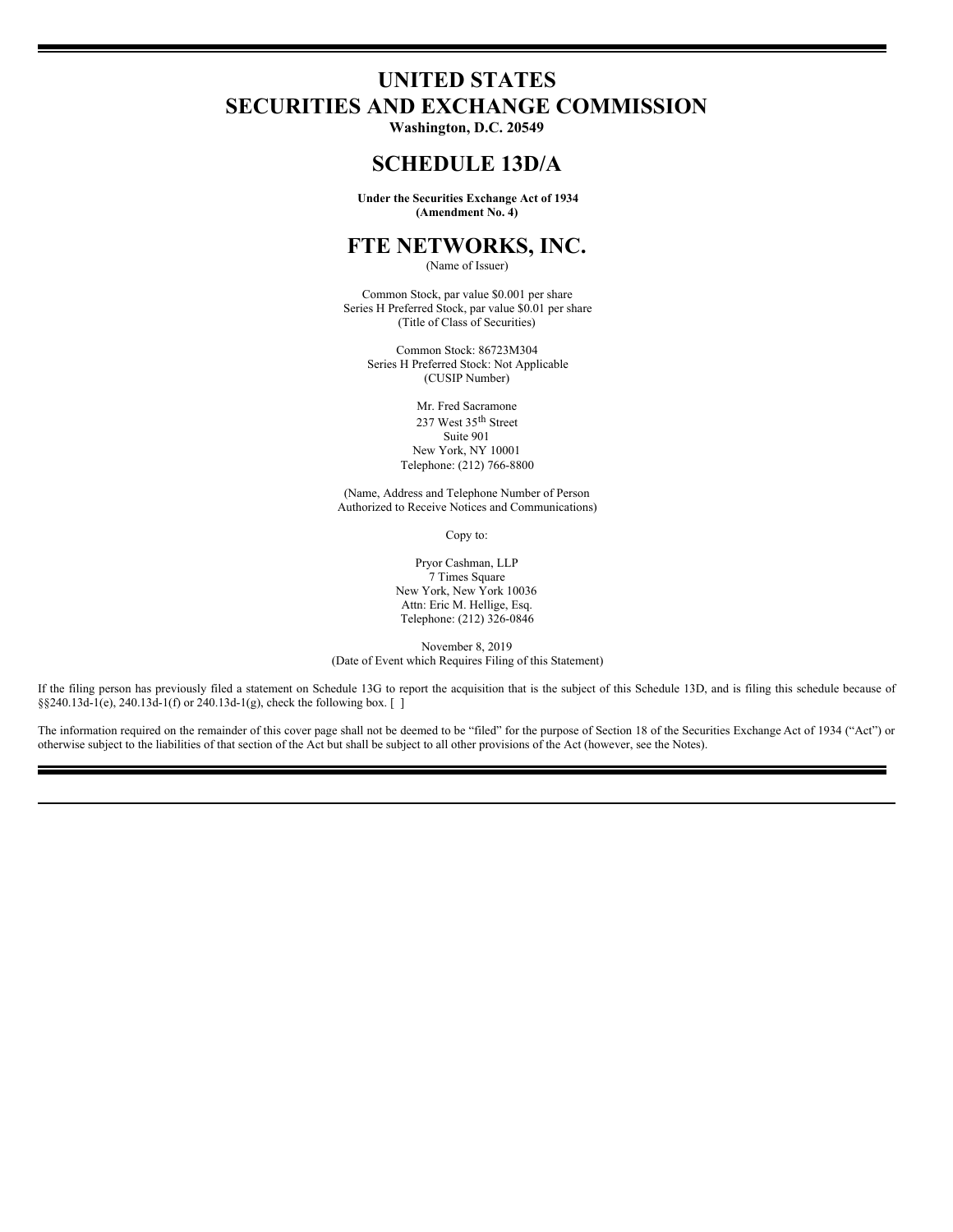# UNITED STATES
# SECURITIES AND EXCHANGE COMMISSION

**Washington, D.C. 20549**

## SCHEDULE 13D/A

**Under the Securities Exchange Act of 1934**
**(Amendment No. 4)**

## FTE NETWORKS, INC.

(Name of Issuer)

Common Stock, par value $0.001 per share
Series H Preferred Stock, par value $0.01 per share
(Title of Class of Securities)

Common Stock: 86723M304
Series H Preferred Stock: Not Applicable
(CUSIP Number)

Mr. Fred Sacramone
237 West 35th Street
Suite 901
New York, NY 10001
Telephone: (212) 766-8800

(Name, Address and Telephone Number of Person Authorized to Receive Notices and Communications)

Copy to:

Pryor Cashman, LLP
7 Times Square
New York, New York 10036
Attn: Eric M. Hellige, Esq.
Telephone: (212) 326-0846

November 8, 2019
(Date of Event which Requires Filing of this Statement)

If the filing person has previously filed a statement on Schedule 13G to report the acquisition that is the subject of this Schedule 13D, and is filing this schedule because of §§240.13d-1(e), 240.13d-1(f) or 240.13d-1(g), check the following box. [ ]

The information required on the remainder of this cover page shall not be deemed to be "filed" for the purpose of Section 18 of the Securities Exchange Act of 1934 ("Act") or otherwise subject to the liabilities of that section of the Act but shall be subject to all other provisions of the Act (however, see the Notes).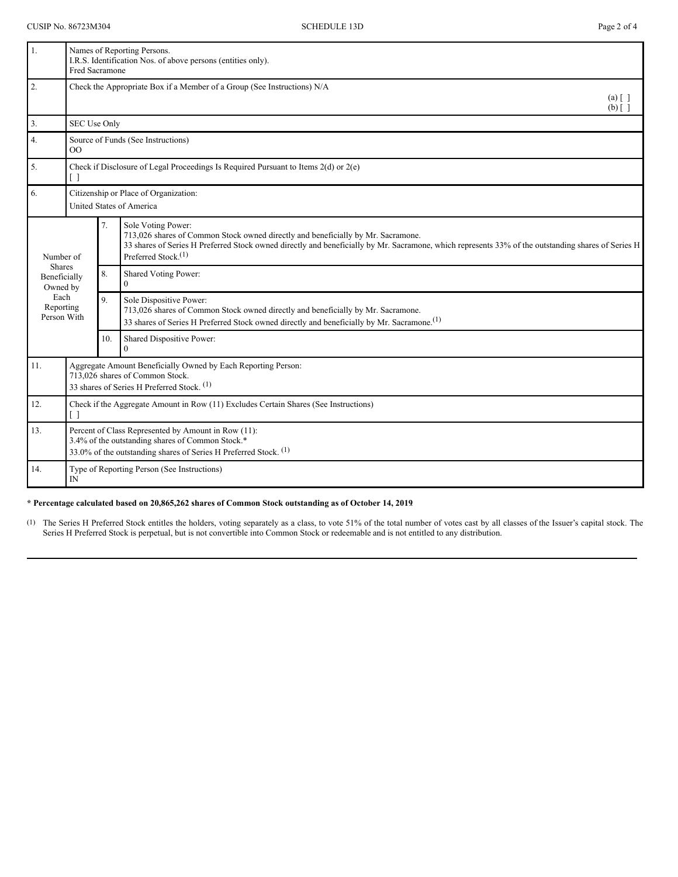| | | | |
|---|---|---|---|
| 1. | Names of Reporting Persons.<br>I.R.S. Identification Nos. of above persons (entities only).<br>Fred Sacramone | | |
| 2. | Check the Appropriate Box if a Member of a Group (See Instructions) N/A<br>(a) [ ]<br>(b) [ ] | | |
| 3. | SEC Use Only | | |
| 4. | Source of Funds (See Instructions)<br>OO | | |
| 5. | Check if Disclosure of Legal Proceedings Is Required Pursuant to Items 2(d) or 2(e)<br>[ ] | | |
| 6. | Citizenship or Place of Organization:<br>United States of America | | |
| Number of Shares Beneficially Owned by Each Reporting Person With | | 7. | Sole Voting Power:<br>713,026 shares of Common Stock owned directly and beneficially by Mr. Sacramone.<br>33 shares of Series H Preferred Stock owned directly and beneficially by Mr. Sacramone, which represents 33% of the outstanding shares of Series H Preferred Stock.(1) |
| | | 8. | Shared Voting Power:<br>0 |
| | | 9. | Sole Dispositive Power:<br>713,026 shares of Common Stock owned directly and beneficially by Mr. Sacramone.<br>33 shares of Series H Preferred Stock owned directly and beneficially by Mr. Sacramone.(1) |
| | | 10. | Shared Dispositive Power:<br>0 |
| 11. | Aggregate Amount Beneficially Owned by Each Reporting Person:<br>713,026 shares of Common Stock.<br>33 shares of Series H Preferred Stock. (1) | | |
| 12. | Check if the Aggregate Amount in Row (11) Excludes Certain Shares (See Instructions)<br>[ ] | | |
| 13. | Percent of Class Represented by Amount in Row (11):<br>3.4% of the outstanding shares of Common Stock.*<br>33.0% of the outstanding shares of Series H Preferred Stock. (1) | | |
| 14. | Type of Reporting Person (See Instructions)<br>IN | | |

**\* Percentage calculated based on 20,865,262 shares of Common Stock outstanding as of October 14, 2019**

(1) The Series H Preferred Stock entitles the holders, voting separately as a class, to vote 51% of the total number of votes cast by all classes of the Issuer's capital stock. The Series H Preferred Stock is perpetual, but is not convertible into Common Stock or redeemable and is not entitled to any distribution.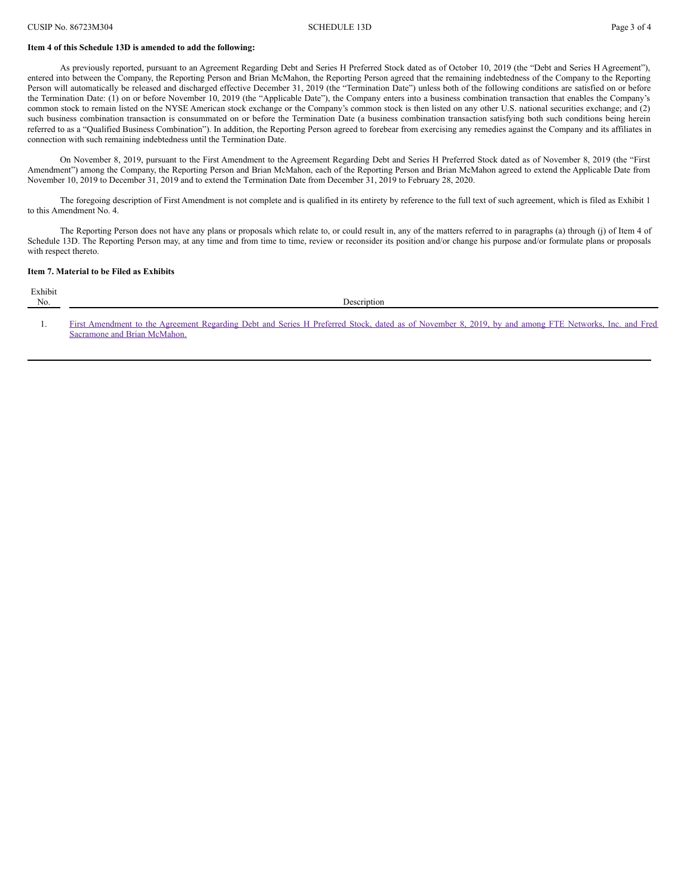**Item 4 of this Schedule 13D is amended to add the following:**

As previously reported, pursuant to an Agreement Regarding Debt and Series H Preferred Stock dated as of October 10, 2019 (the "Debt and Series H Agreement"), entered into between the Company, the Reporting Person and Brian McMahon, the Reporting Person agreed that the remaining indebtedness of the Company to the Reporting Person will automatically be released and discharged effective December 31, 2019 (the "Termination Date") unless both of the following conditions are satisfied on or before the Termination Date: (1) on or before November 10, 2019 (the "Applicable Date"), the Company enters into a business combination transaction that enables the Company's common stock to remain listed on the NYSE American stock exchange or the Company's common stock is then listed on any other U.S. national securities exchange; and (2) such business combination transaction is consummated on or before the Termination Date (a business combination transaction satisfying both such conditions being herein referred to as a "Qualified Business Combination"). In addition, the Reporting Person agreed to forebear from exercising any remedies against the Company and its affiliates in connection with such remaining indebtedness until the Termination Date.

On November 8, 2019, pursuant to the First Amendment to the Agreement Regarding Debt and Series H Preferred Stock dated as of November 8, 2019 (the "First Amendment") among the Company, the Reporting Person and Brian McMahon, each of the Reporting Person and Brian McMahon agreed to extend the Applicable Date from November 10, 2019 to December 31, 2019 and to extend the Termination Date from December 31, 2019 to February 28, 2020.

The foregoing description of First Amendment is not complete and is qualified in its entirety by reference to the full text of such agreement, which is filed as Exhibit 1 to this Amendment No. 4.

The Reporting Person does not have any plans or proposals which relate to, or could result in, any of the matters referred to in paragraphs (a) through (j) of Item 4 of Schedule 13D. The Reporting Person may, at any time and from time to time, review or reconsider its position and/or change his purpose and/or formulate plans or proposals with respect thereto.

**Item 7. Material to be Filed as Exhibits**

| Exhibit No. | Description |
|---|---|
| 1. | First Amendment to the Agreement Regarding Debt and Series H Preferred Stock, dated as of November 8, 2019, by and among FTE Networks, Inc. and Fred Sacramone and Brian McMahon. |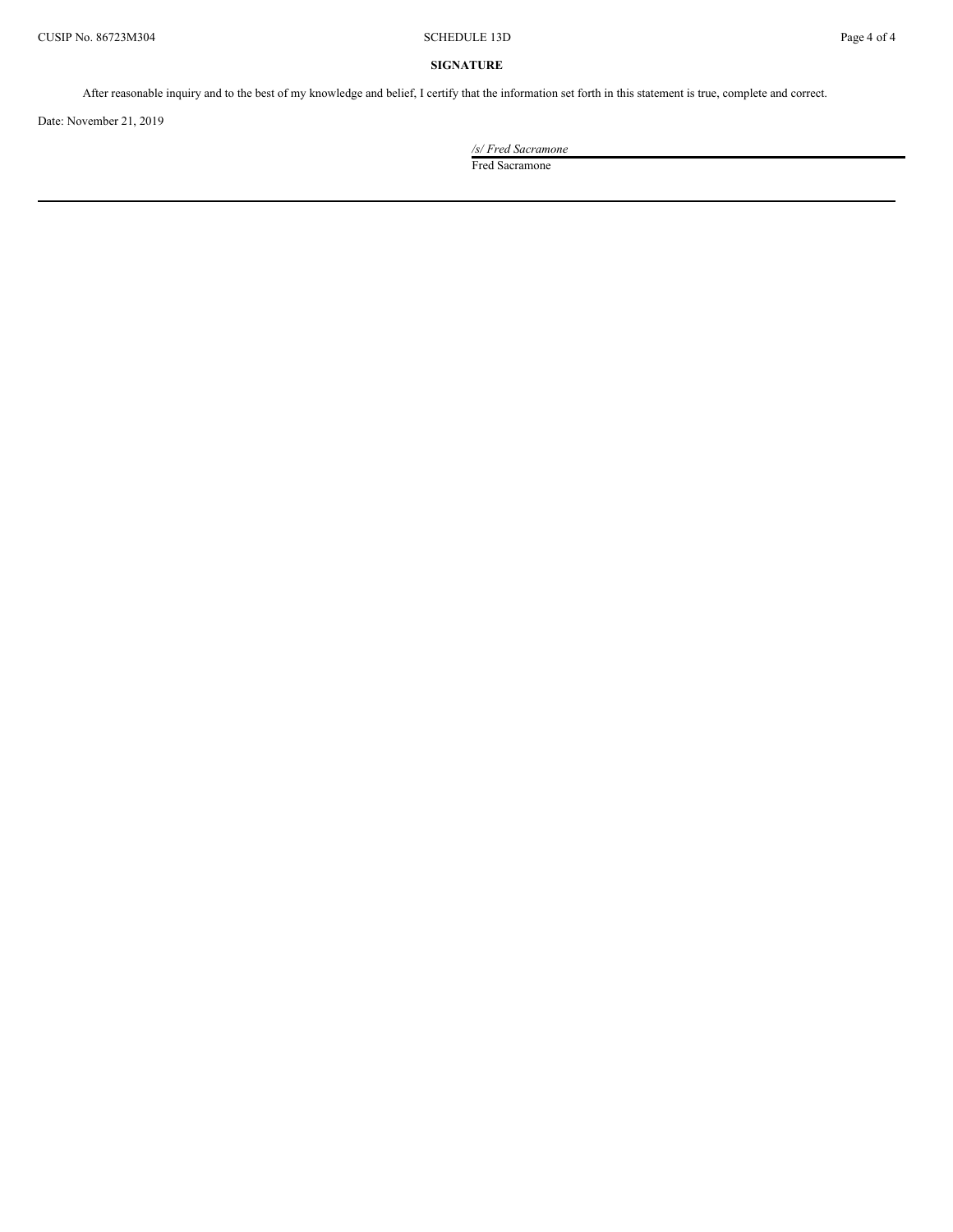**SIGNATURE**

After reasonable inquiry and to the best of my knowledge and belief, I certify that the information set forth in this statement is true, complete and correct.

Date: November 21, 2019

*/s/ Fred Sacramone*

Fred Sacramone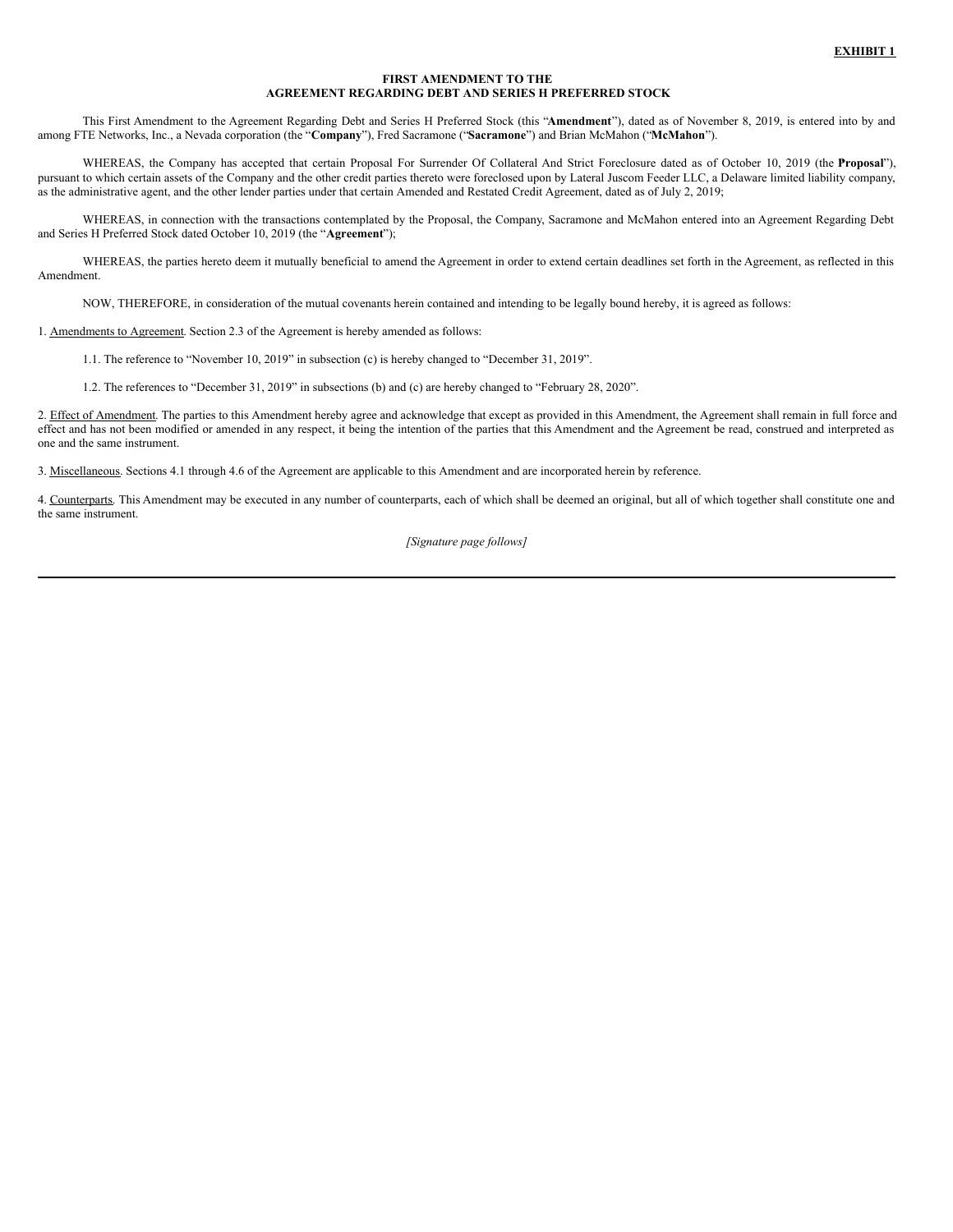**EXHIBIT 1**

**FIRST AMENDMENT TO THE AGREEMENT REGARDING DEBT AND SERIES H PREFERRED STOCK**

This First Amendment to the Agreement Regarding Debt and Series H Preferred Stock (this "**Amendment**"), dated as of November 8, 2019, is entered into by and among FTE Networks, Inc., a Nevada corporation (the "**Company**"), Fred Sacramone ("**Sacramone**") and Brian McMahon ("**McMahon**").

WHEREAS, the Company has accepted that certain Proposal For Surrender Of Collateral And Strict Foreclosure dated as of October 10, 2019 (the **Proposal**"), pursuant to which certain assets of the Company and the other credit parties thereto were foreclosed upon by Lateral Juscom Feeder LLC, a Delaware limited liability company, as the administrative agent, and the other lender parties under that certain Amended and Restated Credit Agreement, dated as of July 2, 2019;

WHEREAS, in connection with the transactions contemplated by the Proposal, the Company, Sacramone and McMahon entered into an Agreement Regarding Debt and Series H Preferred Stock dated October 10, 2019 (the "**Agreement**");

WHEREAS, the parties hereto deem it mutually beneficial to amend the Agreement in order to extend certain deadlines set forth in the Agreement, as reflected in this Amendment.

NOW, THEREFORE, in consideration of the mutual covenants herein contained and intending to be legally bound hereby, it is agreed as follows:

1. Amendments to Agreement. Section 2.3 of the Agreement is hereby amended as follows:

1.1. The reference to "November 10, 2019" in subsection (c) is hereby changed to "December 31, 2019".

1.2. The references to "December 31, 2019" in subsections (b) and (c) are hereby changed to "February 28, 2020".

2. Effect of Amendment. The parties to this Amendment hereby agree and acknowledge that except as provided in this Amendment, the Agreement shall remain in full force and effect and has not been modified or amended in any respect, it being the intention of the parties that this Amendment and the Agreement be read, construed and interpreted as one and the same instrument.

3. Miscellaneous. Sections 4.1 through 4.6 of the Agreement are applicable to this Amendment and are incorporated herein by reference.

4. Counterparts. This Amendment may be executed in any number of counterparts, each of which shall be deemed an original, but all of which together shall constitute one and the same instrument.

*[Signature page follows]*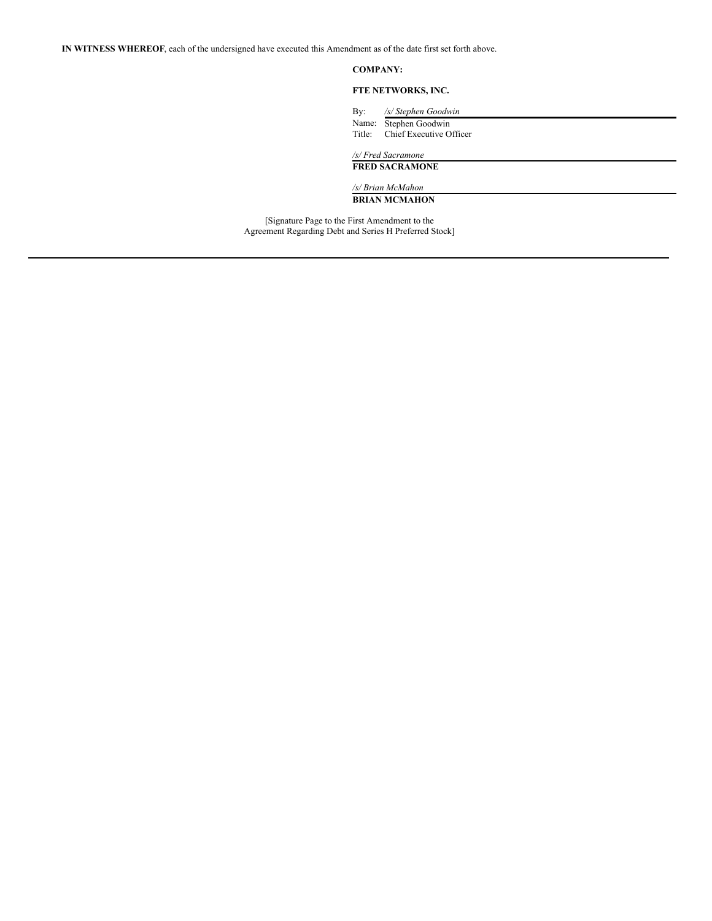**IN WITNESS WHEREOF**, each of the undersigned have executed this Amendment as of the date first set forth above.

**COMPANY:**

**FTE NETWORKS, INC.**

By: */s/ Stephen Goodwin*
Name: Stephen Goodwin
Title: Chief Executive Officer

*/s/ Fred Sacramone*
**FRED SACRAMONE**

*/s/ Brian McMahon*
**BRIAN MCMAHON**

[Signature Page to the First Amendment to the Agreement Regarding Debt and Series H Preferred Stock]